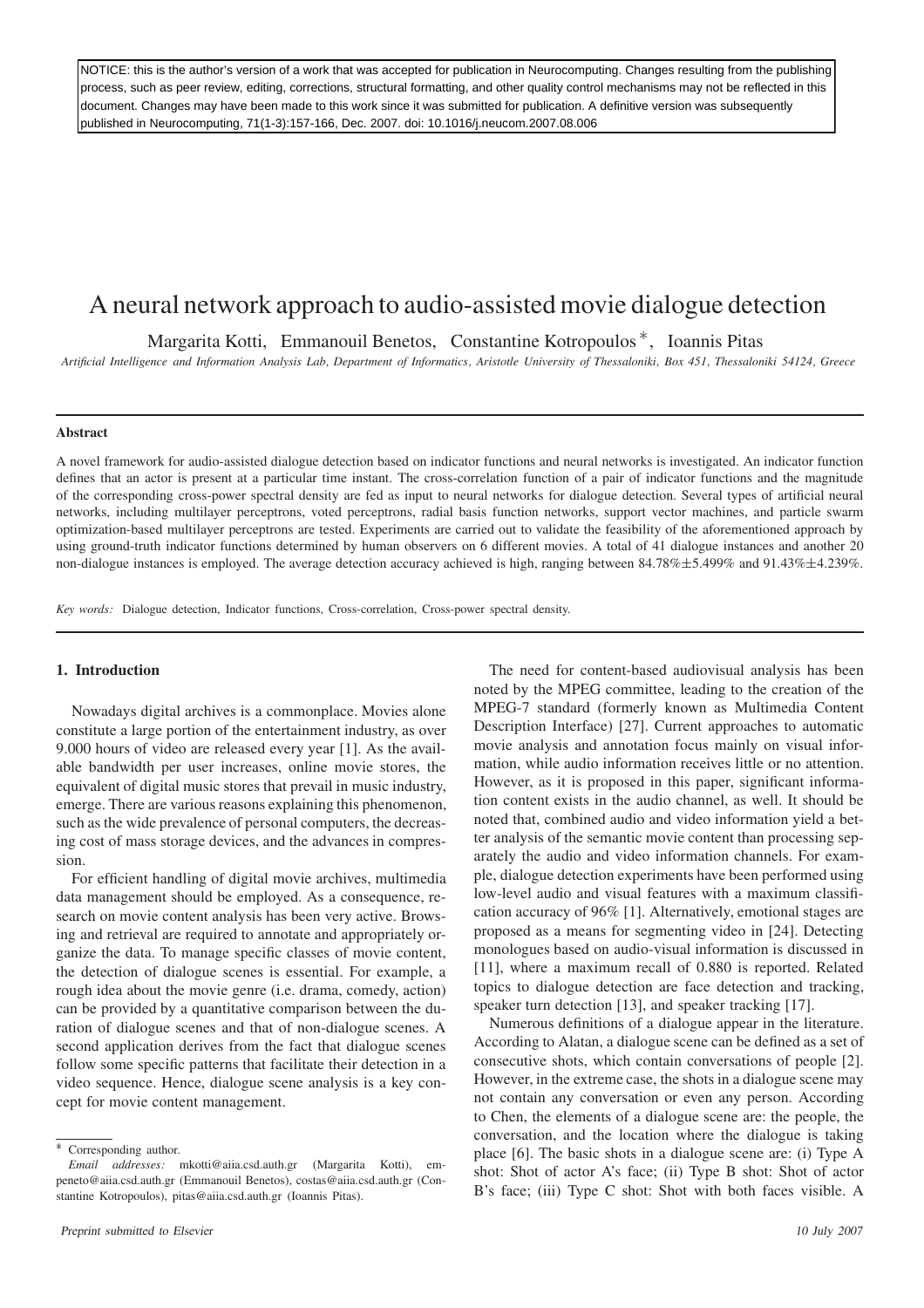NOTICE: this is the author's version of a work that was accepted for publication in Neurocomputing. Changes resulting from the publishing process, such as peer review, editing, corrections, structural formatting, and other quality control mechanisms may not be reflected in this document. Changes may have been made to this work since it was submitted for publication. A definitive version was subsequently published in Neurocomputing, 71(1-3):157-166, Dec. 2007. doi: 10.1016/j.neucom.2007.08.006

# A neural network approach to audio-assisted movie dialogue detection

Margarita Kotti, Emmanouil Benetos, Constantine Kotropoulos [*], Ioannis Pitas

*Artificial Intelligence and Information Analysis Lab, Department of Informatics, Aristotle University of Thessaloniki, Box 451, Thessaloniki 54124, Greece*

---

**Abstract**

A novel framework for audio-assisted dialogue detection based on indicator functions and neural networks is investigated. An indicator function defines that an actor is present at a particular time instant. The cross-correlation function of a pair of indicator functions and the magnitude of the corresponding cross-power spectral density are fed as input to neural networks for dialogue detection. Several types of artificial neural networks, including multilayer perceptrons, voted perceptrons, radial basis function networks, support vector machines, and particle swarm optimization-based multilayer perceptrons are tested. Experiments are carried out to validate the feasibility of the aforementioned approach by using ground-truth indicator functions determined by human observers on 6 different movies. A total of 41 dialogue instances and another 20 non-dialogue instances is employed. The average detection accuracy achieved is high, ranging between 84.78%±5.499% and 91.43%±4.239%.

*Key words:* Dialogue detection, Indicator functions, Cross-correlation, Cross-power spectral density.

---

## 1. Introduction

Nowadays digital archives is a commonplace. Movies alone constitute a large portion of the entertainment industry, as over 9.000 hours of video are released every year [1]. As the available bandwidth per user increases, online movie stores, the equivalent of digital music stores that prevail in music industry, emerge. There are various reasons explaining this phenomenon, such as the wide prevalence of personal computers, the decreasing cost of mass storage devices, and the advances in compression.

For efficient handling of digital movie archives, multimedia data management should be employed. As a consequence, research on movie content analysis has been very active. Browsing and retrieval are required to annotate and appropriately organize the data. To manage specific classes of movie content, the detection of dialogue scenes is essential. For example, a rough idea about the movie genre (i.e. drama, comedy, action) can be provided by a quantitative comparison between the duration of dialogue scenes and that of non-dialogue scenes. A second application derives from the fact that dialogue scenes follow some specific patterns that facilitate their detection in a video sequence. Hence, dialogue scene analysis is a key concept for movie content management.

The need for content-based audiovisual analysis has been noted by the MPEG committee, leading to the creation of the MPEG-7 standard (formerly known as Multimedia Content Description Interface) [27]. Current approaches to automatic movie analysis and annotation focus mainly on visual information, while audio information receives little or no attention. However, as it is proposed in this paper, significant information content exists in the audio channel, as well. It should be noted that, combined audio and video information yield a better analysis of the semantic movie content than processing separately the audio and video information channels. For example, dialogue detection experiments have been performed using low-level audio and visual features with a maximum classification accuracy of 96% [1]. Alternatively, emotional stages are proposed as a means for segmenting video in [24]. Detecting monologues based on audio-visual information is discussed in [11], where a maximum recall of 0.880 is reported. Related topics to dialogue detection are face detection and tracking, speaker turn detection [13], and speaker tracking [17].

Numerous definitions of a dialogue appear in the literature. According to Alatan, a dialogue scene can be defined as a set of consecutive shots, which contain conversations of people [2]. However, in the extreme case, the shots in a dialogue scene may not contain any conversation or even any person. According to Chen, the elements of a dialogue scene are: the people, the conversation, and the location where the dialogue is taking place [6]. The basic shots in a dialogue scene are: (i) Type A shot: Shot of actor A's face; (ii) Type B shot: Shot of actor B's face; (iii) Type C shot: Shot with both faces visible. A

---

[*] Corresponding author.

*Email addresses:* mkotti@aiia.csd.auth.gr (Margarita Kotti), empeneto@aiia.csd.auth.gr (Emmanouil Benetos), costas@aiia.csd.auth.gr (Constantine Kotropoulos), pitas@aiia.csd.auth.gr (Ioannis Pitas).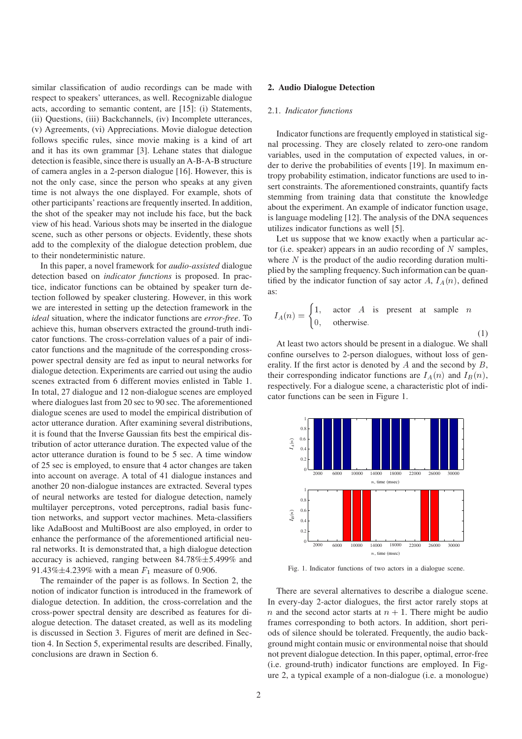similar classification of audio recordings can be made with respect to speakers' utterances, as well. Recognizable dialogue acts, according to semantic content, are [15]: (i) Statements, (ii) Questions, (iii) Backchannels, (iv) Incomplete utterances, (v) Agreements, (vi) Appreciations. Movie dialogue detection follows specific rules, since movie making is a kind of art and it has its own grammar [3]. Lehane states that dialogue detection is feasible, since there is usually an A-B-A-B structure of camera angles in a 2-person dialogue [16]. However, this is not the only case, since the person who speaks at any given time is not always the one displayed. For example, shots of other participants' reactions are frequently inserted. In addition, the shot of the speaker may not include his face, but the back view of his head. Various shots may be inserted in the dialogue scene, such as other persons or objects. Evidently, these shots add to the complexity of the dialogue detection problem, due to their nondeterministic nature.

In this paper, a novel framework for *audio-assisted* dialogue detection based on *indicator functions* is proposed. In practice, indicator functions can be obtained by speaker turn detection followed by speaker clustering. However, in this work we are interested in setting up the detection framework in the *ideal* situation, where the indicator functions are *error-free*. To achieve this, human observers extracted the ground-truth indicator functions. The cross-correlation values of a pair of indicator functions and the magnitude of the corresponding cross-power spectral density are fed as input to neural networks for dialogue detection. Experiments are carried out using the audio scenes extracted from 6 different movies enlisted in Table 1. In total, 27 dialogue and 12 non-dialogue scenes are employed where dialogues last from 20 sec to 90 sec. The aforementioned dialogue scenes are used to model the empirical distribution of actor utterance duration. After examining several distributions, it is found that the Inverse Gaussian fits best the empirical distribution of actor utterance duration. The expected value of the actor utterance duration is found to be 5 sec. A time window of 25 sec is employed, to ensure that 4 actor changes are taken into account on average. A total of 41 dialogue instances and another 20 non-dialogue instances are extracted. Several types of neural networks are tested for dialogue detection, namely multilayer perceptrons, voted perceptrons, radial basis function networks, and support vector machines. Meta-classifiers like AdaBoost and MultiBoost are also employed, in order to enhance the performance of the aforementioned artificial neural networks. It is demonstrated that, a high dialogue detection accuracy is achieved, ranging between 84.78%±5.499% and 91.43%±4.239% with a mean $F_1$ measure of 0.906.

The remainder of the paper is as follows. In Section 2, the notion of indicator function is introduced in the framework of dialogue detection. In addition, the cross-correlation and the cross-power spectral density are described as features for dialogue detection. The dataset created, as well as its modeling is discussed in Section 3. Figures of merit are defined in Section 4. In Section 5, experimental results are described. Finally, conclusions are drawn in Section 6.

## 2. Audio Dialogue Detection

### 2.1. *Indicator functions*

Indicator functions are frequently employed in statistical signal processing. They are closely related to zero-one random variables, used in the computation of expected values, in order to derive the probabilities of events [19]. In maximum entropy probability estimation, indicator functions are used to insert constraints. The aforementioned constraints, quantify facts stemming from training data that constitute the knowledge about the experiment. An example of indicator function usage, is language modeling [12]. The analysis of the DNA sequences utilizes indicator functions as well [5].

Let us suppose that we know exactly when a particular actor (i.e. speaker) appears in an audio recording of $N$ samples, where $N$ is the product of the audio recording duration multiplied by the sampling frequency. Such information can be quantified by the indicator function of say actor $A$, $I_A(n)$, defined as:

$$I_A(n) = \begin{cases} 1, & \text{actor } A \text{ is present at sample } n \\ 0, & \text{otherwise.} \end{cases} \tag{1}$$

At least two actors should be present in a dialogue. We shall confine ourselves to 2-person dialogues, without loss of generality. If the first actor is denoted by $A$ and the second by $B$, their corresponding indicator functions are $I_A(n)$ and $I_B(n)$, respectively. For a dialogue scene, a characteristic plot of indicator functions can be seen in Figure 1.

Fig. 1. Indicator functions of two actors in a dialogue scene.

There are several alternatives to describe a dialogue scene. In every-day 2-actor dialogues, the first actor rarely stops at $n$ and the second actor starts at $n+1$. There might be audio frames corresponding to both actors. In addition, short periods of silence should be tolerated. Frequently, the audio background might contain music or environmental noise that should not prevent dialogue detection. In this paper, optimal, error-free (i.e. ground-truth) indicator functions are employed. In Figure 2, a typical example of a non-dialogue (i.e. a monologue)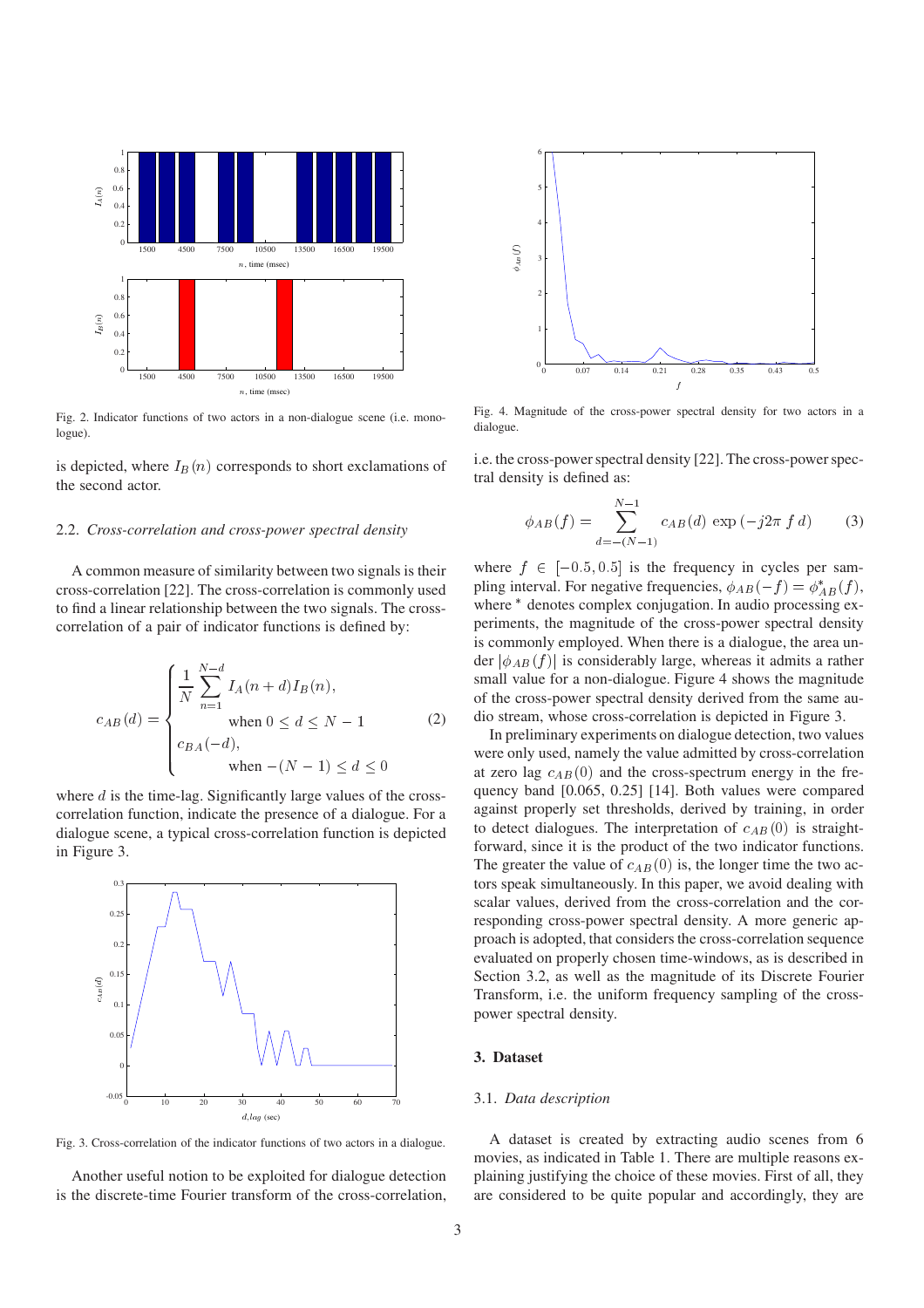Fig. 2. Indicator functions of two actors in a non-dialogue scene (i.e. monologue).

is depicted, where $I_B(n)$ corresponds to short exclamations of the second actor.

### 2.2. *Cross-correlation and cross-power spectral density*

A common measure of similarity between two signals is their cross-correlation [22]. The cross-correlation is commonly used to find a linear relationship between the two signals. The cross-correlation of a pair of indicator functions is defined by:

$$c_{AB}(d) = \begin{cases} \dfrac{1}{N} \displaystyle\sum_{n=1}^{N-d} I_A(n+d) I_B(n), & \text{when } 0 \leq d \leq N-1 \\ c_{BA}(-d), & \text{when } -(N-1) \leq d \leq 0 \end{cases} \tag{2}$$

where $d$ is the time-lag. Significantly large values of the cross-correlation function, indicate the presence of a dialogue. For a dialogue scene, a typical cross-correlation function is depicted in Figure 3.

Fig. 3. Cross-correlation of the indicator functions of two actors in a dialogue.

Another useful notion to be exploited for dialogue detection is the discrete-time Fourier transform of the cross-correlation, i.e. the cross-power spectral density [22]. The cross-power spectral density is defined as:

$$\phi_{AB}(f) = \sum_{d=-(N-1)}^{N-1} c_{AB}(d) \, \exp\left(-j2\pi \, f \, d\right) \tag{3}$$

where $f \in [-0.5, 0.5]$ is the frequency in cycles per sampling interval. For negative frequencies, $\phi_{AB}(-f) = \phi^{*}_{AB}(f)$, where $^{*}$ denotes complex conjugation. In audio processing experiments, the magnitude of the cross-power spectral density is commonly employed. When there is a dialogue, the area under $|\phi_{AB}(f)|$ is considerably large, whereas it admits a rather small value for a non-dialogue. Figure 4 shows the magnitude of the cross-power spectral density derived from the same audio stream, whose cross-correlation is depicted in Figure 3.

Fig. 4. Magnitude of the cross-power spectral density for two actors in a dialogue.

In preliminary experiments on dialogue detection, two values were only used, namely the value admitted by cross-correlation at zero lag $c_{AB}(0)$ and the cross-spectrum energy in the frequency band [0.065, 0.25] [14]. Both values were compared against properly set thresholds, derived by training, in order to detect dialogues. The interpretation of $c_{AB}(0)$ is straightforward, since it is the product of the two indicator functions. The greater the value of $c_{AB}(0)$ is, the longer time the two actors speak simultaneously. In this paper, we avoid dealing with scalar values, derived from the cross-correlation and the corresponding cross-power spectral density. A more generic approach is adopted, that considers the cross-correlation sequence evaluated on properly chosen time-windows, as is described in Section 3.2, as well as the magnitude of its Discrete Fourier Transform, i.e. the uniform frequency sampling of the cross-power spectral density.

## 3. Dataset

### 3.1. *Data description*

A dataset is created by extracting audio scenes from 6 movies, as indicated in Table 1. There are multiple reasons explaining justifying the choice of these movies. First of all, they are considered to be quite popular and accordingly, they are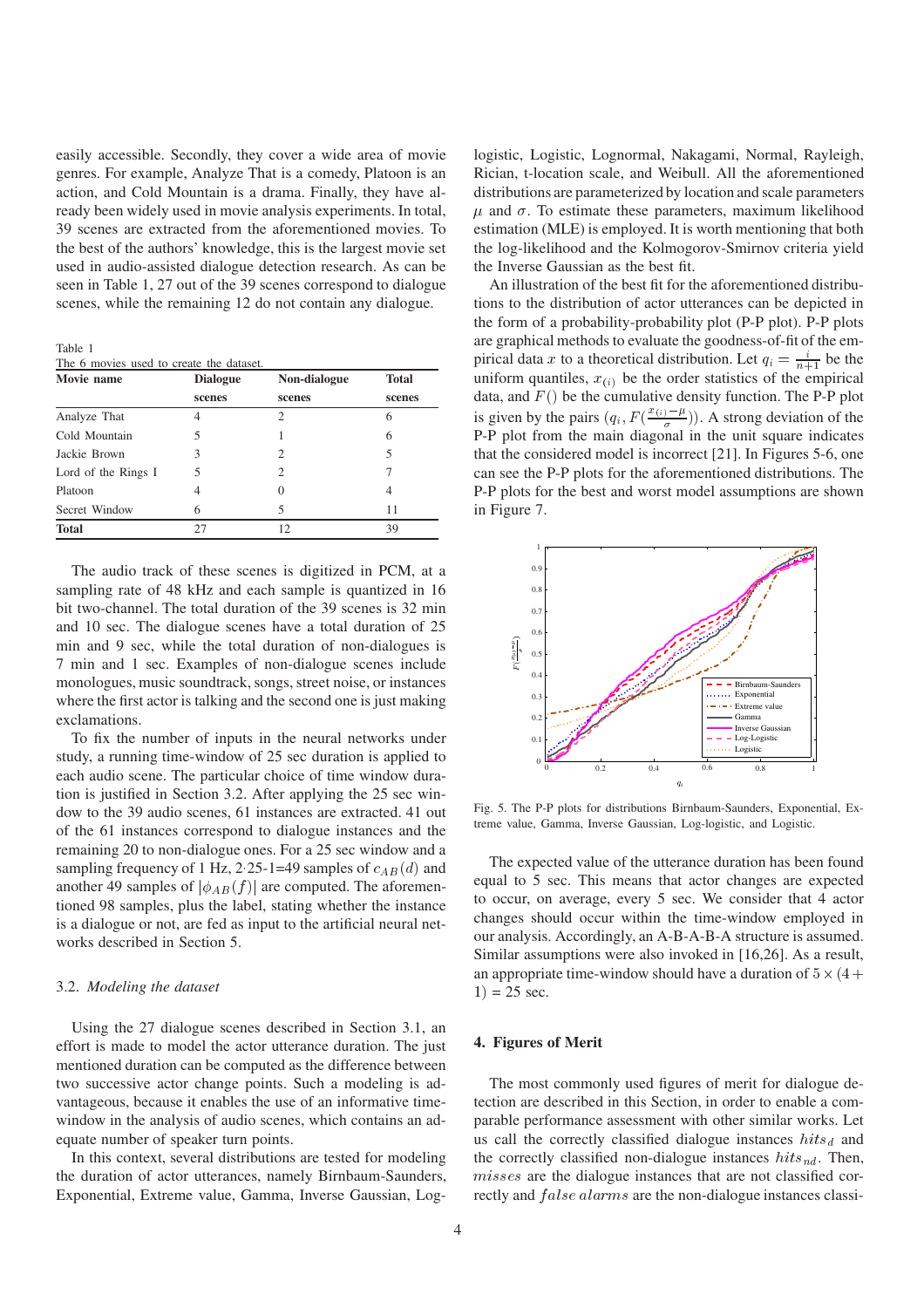easily accessible. Secondly, they cover a wide area of movie genres. For example, Analyze That is a comedy, Platoon is an action, and Cold Mountain is a drama. Finally, they have already been widely used in movie analysis experiments. In total, 39 scenes are extracted from the aforementioned movies. To the best of the authors' knowledge, this is the largest movie set used in audio-assisted dialogue detection research. As can be seen in Table 1, 27 out of the 39 scenes correspond to dialogue scenes, while the remaining 12 do not contain any dialogue.

Table 1
The 6 movies used to create the dataset.

| Movie name | Dialogue scenes | Non-dialogue scenes | Total scenes |
|---|---|---|---|
| Analyze That | 4 | 2 | 6 |
| Cold Mountain | 5 | 1 | 6 |
| Jackie Brown | 3 | 2 | 5 |
| Lord of the Rings I | 5 | 2 | 7 |
| Platoon | 4 | 0 | 4 |
| Secret Window | 6 | 5 | 11 |
| **Total** | 27 | 12 | 39 |

The audio track of these scenes is digitized in PCM, at a sampling rate of 48 kHz and each sample is quantized in 16 bit two-channel. The total duration of the 39 scenes is 32 min and 10 sec. The dialogue scenes have a total duration of 25 min and 9 sec, while the total duration of non-dialogues is 7 min and 1 sec. Examples of non-dialogue scenes include monologues, music soundtrack, songs, street noise, or instances where the first actor is talking and the second one is just making exclamations.

To fix the number of inputs in the neural networks under study, a running time-window of 25 sec duration is applied to each audio scene. The particular choice of time window duration is justified in Section 3.2. After applying the 25 sec window to the 39 audio scenes, 61 instances are extracted. 41 out of the 61 instances correspond to dialogue instances and the remaining 20 to non-dialogue ones. For a 25 sec window and a sampling frequency of 1 Hz, 2·25-1=49 samples of $c_{AB}(d)$ and another 49 samples of $|\phi_{AB}(f)|$ are computed. The aforementioned 98 samples, plus the label, stating whether the instance is a dialogue or not, are fed as input to the artificial neural networks described in Section 5.

### 3.2. *Modeling the dataset*

Using the 27 dialogue scenes described in Section 3.1, an effort is made to model the actor utterance duration. The just mentioned duration can be computed as the difference between two successive actor change points. Such a modeling is advantageous, because it enables the use of an informative time-window in the analysis of audio scenes, which contains an adequate number of speaker turn points.

In this context, several distributions are tested for modeling the duration of actor utterances, namely Birnbaum-Saunders, Exponential, Extreme value, Gamma, Inverse Gaussian, Log-logistic, Logistic, Lognormal, Nakagami, Normal, Rayleigh, Rician, t-location scale, and Weibull. All the aforementioned distributions are parameterized by location and scale parameters $\mu$ and $\sigma$. To estimate these parameters, maximum likelihood estimation (MLE) is employed. It is worth mentioning that both the log-likelihood and the Kolmogorov-Smirnov criteria yield the Inverse Gaussian as the best fit.

An illustration of the best fit for the aforementioned distributions to the distribution of actor utterances can be depicted in the form of a probability-probability plot (P-P plot). P-P plots are graphical methods to evaluate the goodness-of-fit of the empirical data $x$ to a theoretical distribution. Let $q_i = \frac{i}{n+1}$ be the uniform quantiles, $x_{(i)}$ be the order statistics of the empirical data, and $F()$ be the cumulative density function. The P-P plot is given by the pairs $(q_i, F(\frac{x_{(i)}-\mu}{\sigma}))$. A strong deviation of the P-P plot from the main diagonal in the unit square indicates that the considered model is incorrect [21]. In Figures 5-6, one can see the P-P plots for the aforementioned distributions. The P-P plots for the best and worst model assumptions are shown in Figure 7.

Fig. 5. The P-P plots for distributions Birnbaum-Saunders, Exponential, Extreme value, Gamma, Inverse Gaussian, Log-logistic, and Logistic.

The expected value of the utterance duration has been found equal to 5 sec. This means that actor changes are expected to occur, on average, every 5 sec. We consider that 4 actor changes should occur within the time-window employed in our analysis. Accordingly, an A-B-A-B-A structure is assumed. Similar assumptions were also invoked in [16,26]. As a result, an appropriate time-window should have a duration of $5 \times (4 + 1) = 25$ sec.

## 4. Figures of Merit

The most commonly used figures of merit for dialogue detection are described in this Section, in order to enable a comparable performance assessment with other similar works. Let us call the correctly classified dialogue instances $hits_d$ and the correctly classified non-dialogue instances $hits_{nd}$. Then, $misses$ are the dialogue instances that are not classified correctly and $false\, alarms$ are the non-dialogue instances classi-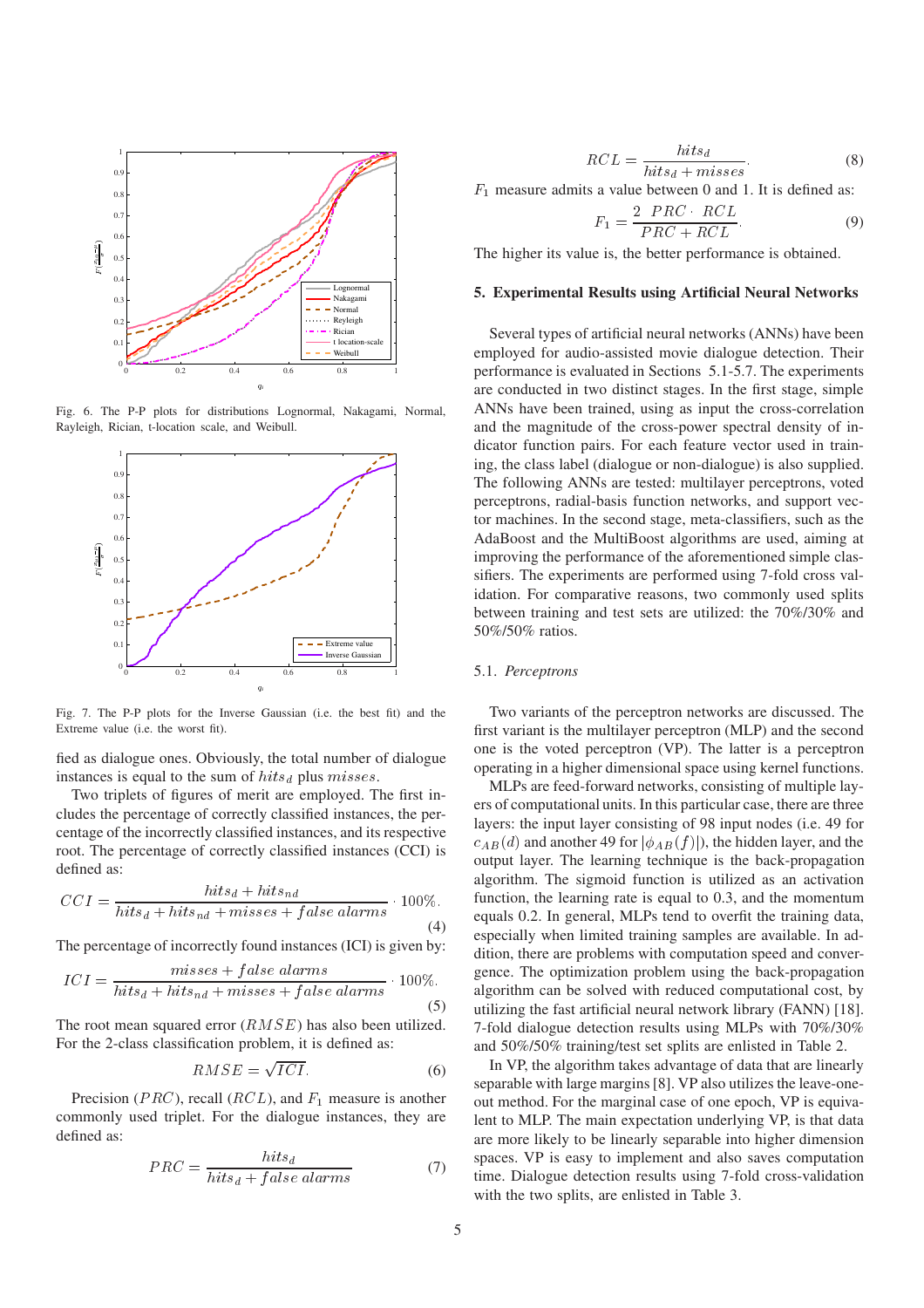Fig. 6. The P-P plots for distributions Lognormal, Nakagami, Normal, Rayleigh, Rician, t-location scale, and Weibull.

Fig. 7. The P-P plots for the Inverse Gaussian (i.e. the best fit) and the Extreme value (i.e. the worst fit).

fied as dialogue ones. Obviously, the total number of dialogue instances is equal to the sum of $hits_d$ plus $misses$.

Two triplets of figures of merit are employed. The first includes the percentage of correctly classified instances, the percentage of the incorrectly classified instances, and its respective root. The percentage of correctly classified instances (CCI) is defined as:

$$CCI = \frac{hits_d + hits_{nd}}{hits_d + hits_{nd} + misses + false\ alarms} \cdot 100\%. \quad (4)$$

The percentage of incorrectly found instances (ICI) is given by:

$$ICI = \frac{misses + false\ alarms}{hits_d + hits_{nd} + misses + false\ alarms} \cdot 100\%. \quad (5)$$

The root mean squared error ($RMSE$) has also been utilized. For the 2-class classification problem, it is defined as:

$$RMSE = \sqrt{ICI}. \quad (6)$$

Precision ($PRC$), recall ($RCL$), and $F_1$ measure is another commonly used triplet. For the dialogue instances, they are defined as:

$$PRC = \frac{hits_d}{hits_d + false\ alarms} \quad (7)$$

$$RCL = \frac{hits_d}{hits_d + misses}. \quad (8)$$

$F_1$ measure admits a value between 0 and 1. It is defined as:

$$F_1 = \frac{2\ PRC \cdot RCL}{PRC + RCL}. \quad (9)$$

The higher its value is, the better performance is obtained.

## 5. Experimental Results using Artificial Neural Networks

Several types of artificial neural networks (ANNs) have been employed for audio-assisted movie dialogue detection. Their performance is evaluated in Sections 5.1-5.7. The experiments are conducted in two distinct stages. In the first stage, simple ANNs have been trained, using as input the cross-correlation and the magnitude of the cross-power spectral density of indicator function pairs. For each feature vector used in training, the class label (dialogue or non-dialogue) is also supplied. The following ANNs are tested: multilayer perceptrons, voted perceptrons, radial-basis function networks, and support vector machines. In the second stage, meta-classifiers, such as the AdaBoost and the MultiBoost algorithms are used, aiming at improving the performance of the aforementioned simple classifiers. The experiments are performed using 7-fold cross validation. For comparative reasons, two commonly used splits between training and test sets are utilized: the 70%/30% and 50%/50% ratios.

### 5.1. *Perceptrons*

Two variants of the perceptron networks are discussed. The first variant is the multilayer perceptron (MLP) and the second one is the voted perceptron (VP). The latter is a perceptron operating in a higher dimensional space using kernel functions.

MLPs are feed-forward networks, consisting of multiple layers of computational units. In this particular case, there are three layers: the input layer consisting of 98 input nodes (i.e. 49 for $c_{AB}(d)$ and another 49 for $|\phi_{AB}(f)|$), the hidden layer, and the output layer. The learning technique is the back-propagation algorithm. The sigmoid function is utilized as an activation function, the learning rate is equal to 0.3, and the momentum equals 0.2. In general, MLPs tend to overfit the training data, especially when limited training samples are available. In addition, there are problems with computation speed and convergence. The optimization problem using the back-propagation algorithm can be solved with reduced computational cost, by utilizing the fast artificial neural network library (FANN) [18]. 7-fold dialogue detection results using MLPs with 70%/30% and 50%/50% training/test set splits are enlisted in Table 2.

In VP, the algorithm takes advantage of data that are linearly separable with large margins [8]. VP also utilizes the leave-one-out method. For the marginal case of one epoch, VP is equivalent to MLP. The main expectation underlying VP, is that data are more likely to be linearly separable into higher dimension spaces. VP is easy to implement and also saves computation time. Dialogue detection results using 7-fold cross-validation with the two splits, are enlisted in Table 3.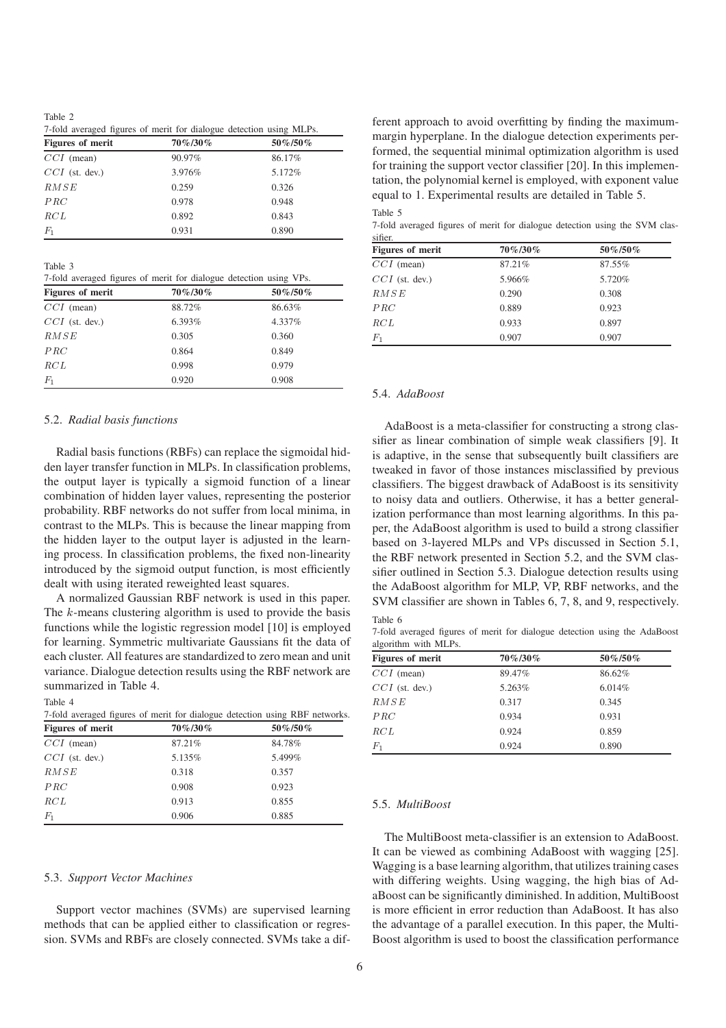Table 2
7-fold averaged figures of merit for dialogue detection using MLPs.

| Figures of merit | 70%/30% | 50%/50% |
|---|---|---|
| $CCI$ (mean) | 90.97% | 86.17% |
| $CCI$ (st. dev.) | 3.976% | 5.172% |
| $RMSE$ | 0.259 | 0.326 |
| $PRC$ | 0.978 | 0.948 |
| $RCL$ | 0.892 | 0.843 |
| $F_1$ | 0.931 | 0.890 |

Table 3
7-fold averaged figures of merit for dialogue detection using VPs.

| Figures of merit | 70%/30% | 50%/50% |
|---|---|---|
| $CCI$ (mean) | 88.72% | 86.63% |
| $CCI$ (st. dev.) | 6.393% | 4.337% |
| $RMSE$ | 0.305 | 0.360 |
| $PRC$ | 0.864 | 0.849 |
| $RCL$ | 0.998 | 0.979 |
| $F_1$ | 0.920 | 0.908 |

### 5.2. *Radial basis functions*

Radial basis functions (RBFs) can replace the sigmoidal hidden layer transfer function in MLPs. In classification problems, the output layer is typically a sigmoid function of a linear combination of hidden layer values, representing the posterior probability. RBF networks do not suffer from local minima, in contrast to the MLPs. This is because the linear mapping from the hidden layer to the output layer is adjusted in the learning process. In classification problems, the fixed non-linearity introduced by the sigmoid output function, is most efficiently dealt with using iterated reweighted least squares.

A normalized Gaussian RBF network is used in this paper. The $k$-means clustering algorithm is used to provide the basis functions while the logistic regression model [10] is employed for learning. Symmetric multivariate Gaussians fit the data of each cluster. All features are standardized to zero mean and unit variance. Dialogue detection results using the RBF network are summarized in Table 4.

Table 4
7-fold averaged figures of merit for dialogue detection using RBF networks.

| Figures of merit | 70%/30% | 50%/50% |
|---|---|---|
| $CCI$ (mean) | 87.21% | 84.78% |
| $CCI$ (st. dev.) | 5.135% | 5.499% |
| $RMSE$ | 0.318 | 0.357 |
| $PRC$ | 0.908 | 0.923 |
| $RCL$ | 0.913 | 0.855 |
| $F_1$ | 0.906 | 0.885 |

### 5.3. *Support Vector Machines*

Support vector machines (SVMs) are supervised learning methods that can be applied either to classification or regression. SVMs and RBFs are closely connected. SVMs take a different approach to avoid overfitting by finding the maximum-margin hyperplane. In the dialogue detection experiments performed, the sequential minimal optimization algorithm is used for training the support vector classifier [20]. In this implementation, the polynomial kernel is employed, with exponent value equal to 1. Experimental results are detailed in Table 5.

Table 5
7-fold averaged figures of merit for dialogue detection using the SVM classifier.

| Figures of merit | 70%/30% | 50%/50% |
|---|---|---|
| $CCI$ (mean) | 87.21% | 87.55% |
| $CCI$ (st. dev.) | 5.966% | 5.720% |
| $RMSE$ | 0.290 | 0.308 |
| $PRC$ | 0.889 | 0.923 |
| $RCL$ | 0.933 | 0.897 |
| $F_1$ | 0.907 | 0.907 |

### 5.4. *AdaBoost*

AdaBoost is a meta-classifier for constructing a strong classifier as linear combination of simple weak classifiers [9]. It is adaptive, in the sense that subsequently built classifiers are tweaked in favor of those instances misclassified by previous classifiers. The biggest drawback of AdaBoost is its sensitivity to noisy data and outliers. Otherwise, it has a better generalization performance than most learning algorithms. In this paper, the AdaBoost algorithm is used to build a strong classifier based on 3-layered MLPs and VPs discussed in Section 5.1, the RBF network presented in Section 5.2, and the SVM classifier outlined in Section 5.3. Dialogue detection results using the AdaBoost algorithm for MLP, VP, RBF networks, and the SVM classifier are shown in Tables 6, 7, 8, and 9, respectively.

Table 6
7-fold averaged figures of merit for dialogue detection using the AdaBoost algorithm with MLPs.

| Figures of merit | 70%/30% | 50%/50% |
|---|---|---|
| $CCI$ (mean) | 89.47% | 86.62% |
| $CCI$ (st. dev.) | 5.263% | 6.014% |
| $RMSE$ | 0.317 | 0.345 |
| $PRC$ | 0.934 | 0.931 |
| $RCL$ | 0.924 | 0.859 |
| $F_1$ | 0.924 | 0.890 |

### 5.5. *MultiBoost*

The MultiBoost meta-classifier is an extension to AdaBoost. It can be viewed as combining AdaBoost with wagging [25]. Wagging is a base learning algorithm, that utilizes training cases with differing weights. Using wagging, the high bias of AdaBoost can be significantly diminished. In addition, MultiBoost is more efficient in error reduction than AdaBoost. It has also the advantage of a parallel execution. In this paper, the MultiBoost algorithm is used to boost the classification performance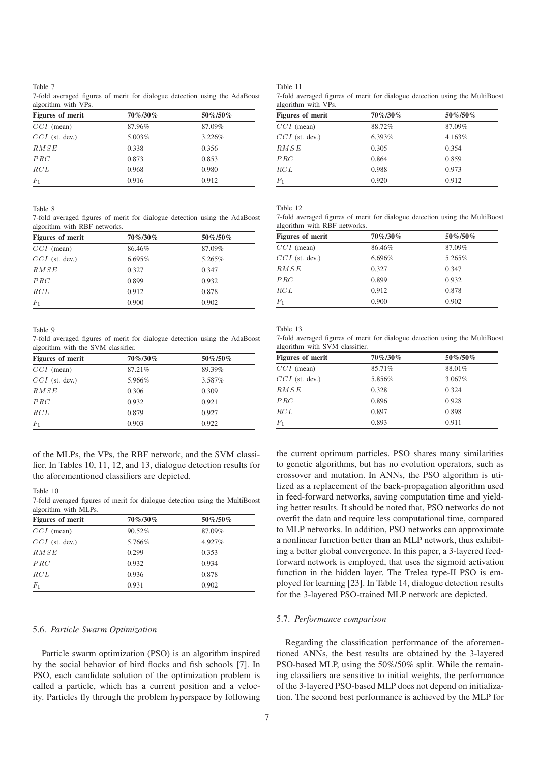Table 7
7-fold averaged figures of merit for dialogue detection using the AdaBoost algorithm with VPs.

| **Figures of merit** | **70%/30%** | **50%/50%** |
|---|---|---|
| $CCI$ (mean) | 87.96% | 87.09% |
| $CCI$ (st. dev.) | 5.003% | 3.226% |
| $RMSE$ | 0.338 | 0.356 |
| $PRC$ | 0.873 | 0.853 |
| $RCL$ | 0.968 | 0.980 |
| $F_1$ | 0.916 | 0.912 |

Table 8
7-fold averaged figures of merit for dialogue detection using the AdaBoost algorithm with RBF networks.

| **Figures of merit** | **70%/30%** | **50%/50%** |
|---|---|---|
| $CCI$ (mean) | 86.46% | 87.09% |
| $CCI$ (st. dev.) | 6.695% | 5.265% |
| $RMSE$ | 0.327 | 0.347 |
| $PRC$ | 0.899 | 0.932 |
| $RCL$ | 0.912 | 0.878 |
| $F_1$ | 0.900 | 0.902 |

Table 9
7-fold averaged figures of merit for dialogue detection using the AdaBoost algorithm with the SVM classifier.

| **Figures of merit** | **70%/30%** | **50%/50%** |
|---|---|---|
| $CCI$ (mean) | 87.21% | 89.39% |
| $CCI$ (st. dev.) | 5.966% | 3.587% |
| $RMSE$ | 0.306 | 0.309 |
| $PRC$ | 0.932 | 0.921 |
| $RCL$ | 0.879 | 0.927 |
| $F_1$ | 0.903 | 0.922 |

of the MLPs, the VPs, the RBF network, and the SVM classifier. In Tables 10, 11, 12, and 13, dialogue detection results for the aforementioned classifiers are depicted.

Table 10
7-fold averaged figures of merit for dialogue detection using the MultiBoost algorithm with MLPs.

| **Figures of merit** | **70%/30%** | **50%/50%** |
|---|---|---|
| $CCI$ (mean) | 90.52% | 87.09% |
| $CCI$ (st. dev.) | 5.766% | 4.927% |
| $RMSE$ | 0.299 | 0.353 |
| $PRC$ | 0.932 | 0.934 |
| $RCL$ | 0.936 | 0.878 |
| $F_1$ | 0.931 | 0.902 |

### 5.6. *Particle Swarm Optimization*

Particle swarm optimization (PSO) is an algorithm inspired by the social behavior of bird flocks and fish schools [7]. In PSO, each candidate solution of the optimization problem is called a particle, which has a current position and a velocity. Particles fly through the problem hyperspace by following the current optimum particles. PSO shares many similarities to genetic algorithms, but has no evolution operators, such as crossover and mutation. In ANNs, the PSO algorithm is utilized as a replacement of the back-propagation algorithm used in feed-forward networks, saving computation time and yielding better results. It should be noted that, PSO networks do not overfit the data and require less computational time, compared to MLP networks. In addition, PSO networks can approximate a nonlinear function better than an MLP network, thus exhibiting a better global convergence. In this paper, a 3-layered feed-forward network is employed, that uses the sigmoid activation function in the hidden layer. The Trelea type-II PSO is employed for learning [23]. In Table 14, dialogue detection results for the 3-layered PSO-trained MLP network are depicted.

Table 11
7-fold averaged figures of merit for dialogue detection using the MultiBoost algorithm with VPs.

| **Figures of merit** | **70%/30%** | **50%/50%** |
|---|---|---|
| $CCI$ (mean) | 88.72% | 87.09% |
| $CCI$ (st. dev.) | 6.393% | 4.163% |
| $RMSE$ | 0.305 | 0.354 |
| $PRC$ | 0.864 | 0.859 |
| $RCL$ | 0.988 | 0.973 |
| $F_1$ | 0.920 | 0.912 |

Table 12
7-fold averaged figures of merit for dialogue detection using the MultiBoost algorithm with RBF networks.

| **Figures of merit** | **70%/30%** | **50%/50%** |
|---|---|---|
| $CCI$ (mean) | 86.46% | 87.09% |
| $CCI$ (st. dev.) | 6.696% | 5.265% |
| $RMSE$ | 0.327 | 0.347 |
| $PRC$ | 0.899 | 0.932 |
| $RCL$ | 0.912 | 0.878 |
| $F_1$ | 0.900 | 0.902 |

Table 13
7-fold averaged figures of merit for dialogue detection using the MultiBoost algorithm with SVM classifier.

| **Figures of merit** | **70%/30%** | **50%/50%** |
|---|---|---|
| $CCI$ (mean) | 85.71% | 88.01% |
| $CCI$ (st. dev.) | 5.856% | 3.067% |
| $RMSE$ | 0.328 | 0.324 |
| $PRC$ | 0.896 | 0.928 |
| $RCL$ | 0.897 | 0.898 |
| $F_1$ | 0.893 | 0.911 |

### 5.7. *Performance comparison*

Regarding the classification performance of the aforementioned ANNs, the best results are obtained by the 3-layered PSO-based MLP, using the 50%/50% split. While the remaining classifiers are sensitive to initial weights, the performance of the 3-layered PSO-based MLP does not depend on initialization. The second best performance is achieved by the MLP for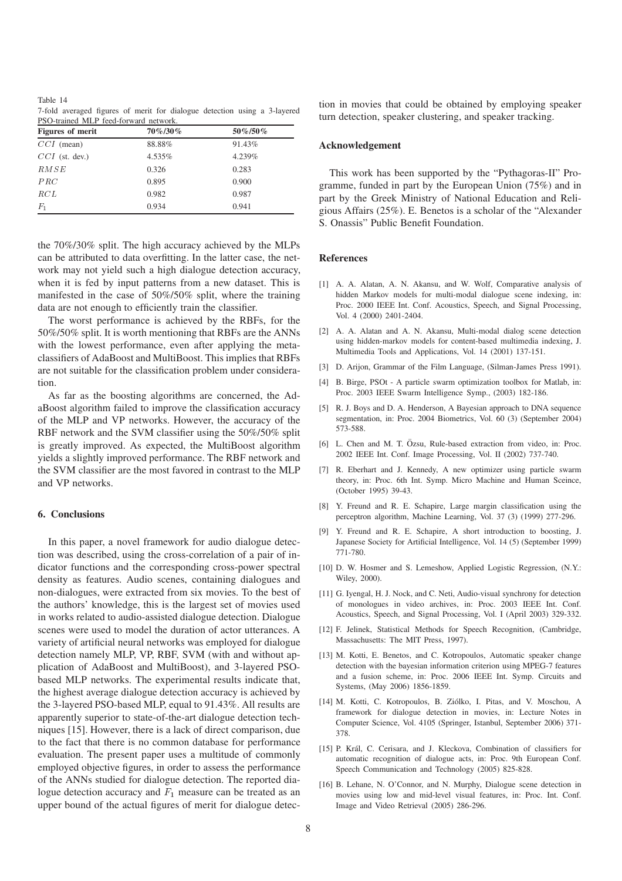Table 14
7-fold averaged figures of merit for dialogue detection using a 3-layered PSO-trained MLP feed-forward network.

| **Figures of merit** | **70%/30%** | **50%/50%** |
|---|---|---|
| $CCI$ (mean) | 88.88% | 91.43% |
| $CCI$ (st. dev.) | 4.535% | 4.239% |
| $RMSE$ | 0.326 | 0.283 |
| $PRC$ | 0.895 | 0.900 |
| $RCL$ | 0.982 | 0.987 |
| $F_1$ | 0.934 | 0.941 |

the 70%/30% split. The high accuracy achieved by the MLPs can be attributed to data overfitting. In the latter case, the network may not yield such a high dialogue detection accuracy, when it is fed by input patterns from a new dataset. This is manifested in the case of 50%/50% split, where the training data are not enough to efficiently train the classifier.

The worst performance is achieved by the RBFs, for the 50%/50% split. It is worth mentioning that RBFs are the ANNs with the lowest performance, even after applying the meta-classifiers of AdaBoost and MultiBoost. This implies that RBFs are not suitable for the classification problem under consideration.

As far as the boosting algorithms are concerned, the AdaBoost algorithm failed to improve the classification accuracy of the MLP and VP networks. However, the accuracy of the RBF network and the SVM classifier using the 50%/50% split is greatly improved. As expected, the MultiBoost algorithm yields a slightly improved performance. The RBF network and the SVM classifier are the most favored in contrast to the MLP and VP networks.

## 6. Conclusions

In this paper, a novel framework for audio dialogue detection was described, using the cross-correlation of a pair of indicator functions and the corresponding cross-power spectral density as features. Audio scenes, containing dialogues and non-dialogues, were extracted from six movies. To the best of the authors' knowledge, this is the largest set of movies used in works related to audio-assisted dialogue detection. Dialogue scenes were used to model the duration of actor utterances. A variety of artificial neural networks was employed for dialogue detection namely MLP, VP, RBF, SVM (with and without application of AdaBoost and MultiBoost), and 3-layered PSO-based MLP networks. The experimental results indicate that, the highest average dialogue detection accuracy is achieved by the 3-layered PSO-based MLP, equal to 91.43%. All results are apparently superior to state-of-the-art dialogue detection techniques [15]. However, there is a lack of direct comparison, due to the fact that there is no common database for performance evaluation. The present paper uses a multitude of commonly employed objective figures, in order to assess the performance of the ANNs studied for dialogue detection. The reported dialogue detection accuracy and $F_1$ measure can be treated as an upper bound of the actual figures of merit for dialogue detection in movies that could be obtained by employing speaker turn detection, speaker clustering, and speaker tracking.

## Acknowledgement

This work has been supported by the "Pythagoras-II" Programme, funded in part by the European Union (75%) and in part by the Greek Ministry of National Education and Religious Affairs (25%). E. Benetos is a scholar of the "Alexander S. Onassis" Public Benefit Foundation.

## References

[1] A. A. Alatan, A. N. Akansu, and W. Wolf, Comparative analysis of hidden Markov models for multi-modal dialogue scene indexing, in: Proc. 2000 IEEE Int. Conf. Acoustics, Speech, and Signal Processing, Vol. 4 (2000) 2401-2404.

[2] A. A. Alatan and A. N. Akansu, Multi-modal dialog scene detection using hidden-markov models for content-based multimedia indexing, J. Multimedia Tools and Applications, Vol. 14 (2001) 137-151.

[3] D. Arijon, Grammar of the Film Language, (Silman-James Press 1991).

[4] B. Birge, PSOt - A particle swarm optimization toolbox for Matlab, in: Proc. 2003 IEEE Swarm Intelligence Symp., (2003) 182-186.

[5] R. J. Boys and D. A. Henderson, A Bayesian approach to DNA sequence segmentation, in: Proc. 2004 Biometrics, Vol. 60 (3) (September 2004) 573-588.

[6] L. Chen and M. T. Özsu, Rule-based extraction from video, in: Proc. 2002 IEEE Int. Conf. Image Processing, Vol. II (2002) 737-740.

[7] R. Eberhart and J. Kennedy, A new optimizer using particle swarm theory, in: Proc. 6th Int. Symp. Micro Machine and Human Sceince, (October 1995) 39-43.

[8] Y. Freund and R. E. Schapire, Large margin classification using the perceptron algorithm, Machine Learning, Vol. 37 (3) (1999) 277-296.

[9] Y. Freund and R. E. Schapire, A short introduction to boosting, J. Japanese Society for Artificial Intelligence, Vol. 14 (5) (September 1999) 771-780.

[10] D. W. Hosmer and S. Lemeshow, Applied Logistic Regression, (N.Y.: Wiley, 2000).

[11] G. Iyengal, H. J. Nock, and C. Neti, Audio-visual synchrony for detection of monologues in video archives, in: Proc. 2003 IEEE Int. Conf. Acoustics, Speech, and Signal Processing, Vol. I (April 2003) 329-332.

[12] F. Jelinek, Statistical Methods for Speech Recognition, (Cambridge, Massachusetts: The MIT Press, 1997).

[13] M. Kotti, E. Benetos, and C. Kotropoulos, Automatic speaker change detection with the bayesian information criterion using MPEG-7 features and a fusion scheme, in: Proc. 2006 IEEE Int. Symp. Circuits and Systems, (May 2006) 1856-1859.

[14] M. Kotti, C. Kotropoulos, B. Ziólko, I. Pitas, and V. Moschou, A framework for dialogue detection in movies, in: Lecture Notes in Computer Science, Vol. 4105 (Springer, Istanbul, September 2006) 371-378.

[15] P. Král, C. Cerisara, and J. Kleckova, Combination of classifiers for automatic recognition of dialogue acts, in: Proc. 9th European Conf. Speech Communication and Technology (2005) 825-828.

[16] B. Lehane, N. O'Connor, and N. Murphy, Dialogue scene detection in movies using low and mid-level visual features, in: Proc. Int. Conf. Image and Video Retrieval (2005) 286-296.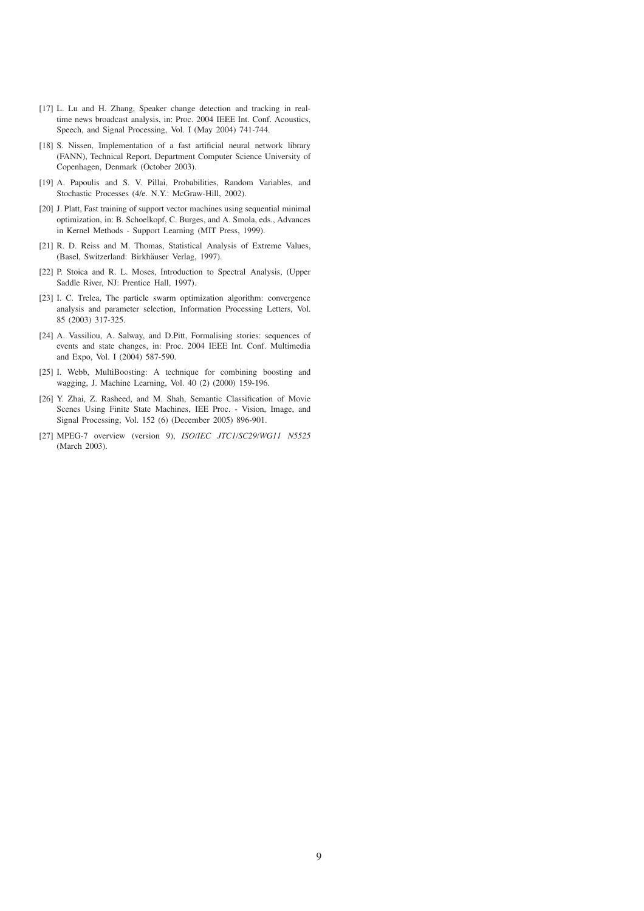[17] L. Lu and H. Zhang, Speaker change detection and tracking in real-time news broadcast analysis, in: Proc. 2004 IEEE Int. Conf. Acoustics, Speech, and Signal Processing, Vol. I (May 2004) 741-744.

[18] S. Nissen, Implementation of a fast artificial neural network library (FANN), Technical Report, Department Computer Science University of Copenhagen, Denmark (October 2003).

[19] A. Papoulis and S. V. Pillai, Probabilities, Random Variables, and Stochastic Processes (4/e. N.Y.: McGraw-Hill, 2002).

[20] J. Platt, Fast training of support vector machines using sequential minimal optimization, in: B. Schoelkopf, C. Burges, and A. Smola, eds., Advances in Kernel Methods - Support Learning (MIT Press, 1999).

[21] R. D. Reiss and M. Thomas, Statistical Analysis of Extreme Values, (Basel, Switzerland: Birkhäuser Verlag, 1997).

[22] P. Stoica and R. L. Moses, Introduction to Spectral Analysis, (Upper Saddle River, NJ: Prentice Hall, 1997).

[23] I. C. Trelea, The particle swarm optimization algorithm: convergence analysis and parameter selection, Information Processing Letters, Vol. 85 (2003) 317-325.

[24] A. Vassiliou, A. Salway, and D.Pitt, Formalising stories: sequences of events and state changes, in: Proc. 2004 IEEE Int. Conf. Multimedia and Expo, Vol. I (2004) 587-590.

[25] I. Webb, MultiBoosting: A technique for combining boosting and wagging, J. Machine Learning, Vol. 40 (2) (2000) 159-196.

[26] Y. Zhai, Z. Rasheed, and M. Shah, Semantic Classification of Movie Scenes Using Finite State Machines, IEE Proc. - Vision, Image, and Signal Processing, Vol. 152 (6) (December 2005) 896-901.

[27] MPEG-7 overview (version 9), *ISO/IEC JTC1/SC29/WG11 N5525* (March 2003).